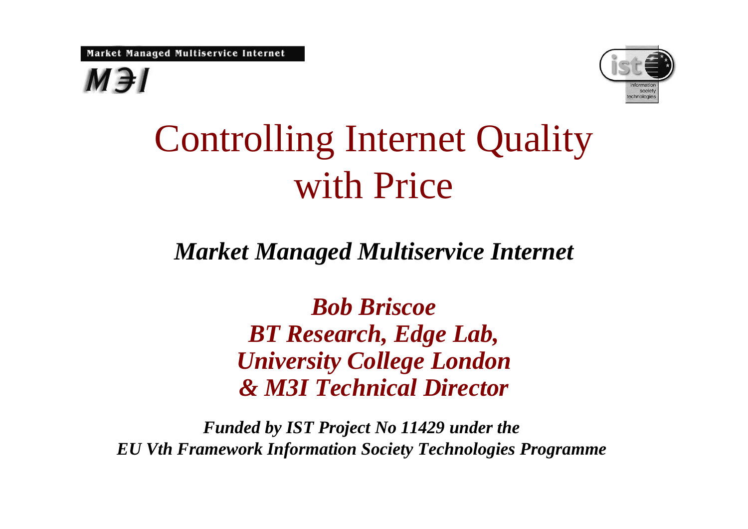# Controlling Internet Quality with Price

***Market Managed Multiservice Internet***

***Bob Briscoe***
***BT Research, Edge Lab,***
***University College London***
***& M3I Technical Director***

***Funded by IST Project No 11429 under the***
***EU Vth Framework Information Society Technologies Programme***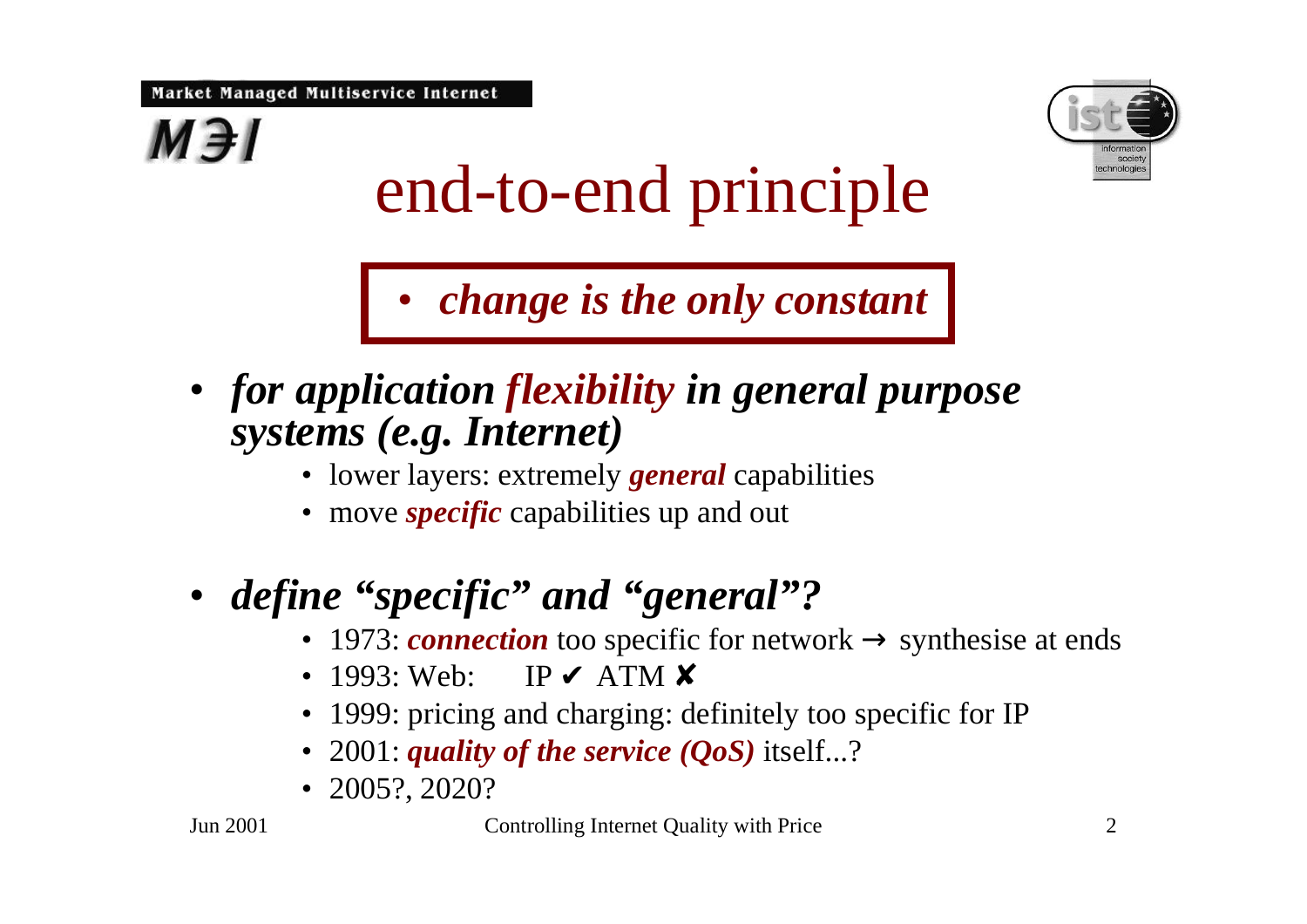# end-to-end principle

- ***change is the only constant***

- ***for application flexibility in general purpose systems (e.g. Internet)***
  - lower layers: extremely ***general*** capabilities
  - move ***specific*** capabilities up and out

- ***define "specific" and "general"?***
  - 1973: ***connection*** too specific for network → synthesise at ends
  - 1993: Web: IP ✔ ATM ✘
  - 1999: pricing and charging: definitely too specific for IP
  - 2001: ***quality of the service (QoS)*** itself...?
  - 2005?, 2020?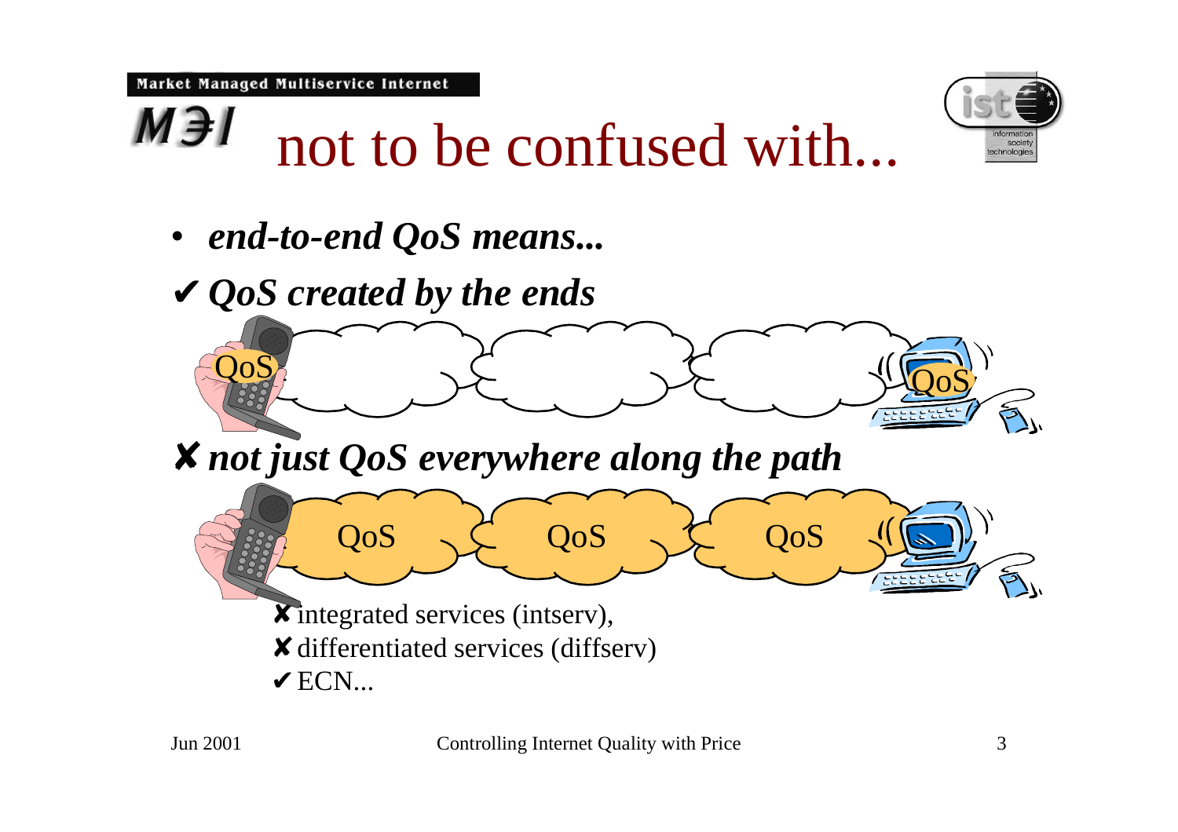# not to be confused with...

- ***end-to-end QoS means...***

✔ ***QoS created by the ends***

QoS QoS

✘ ***not just QoS everywhere along the path***

QoS QoS QoS

✘ integrated services (intserv),
✘ differentiated services (diffserv)
✔ ECN...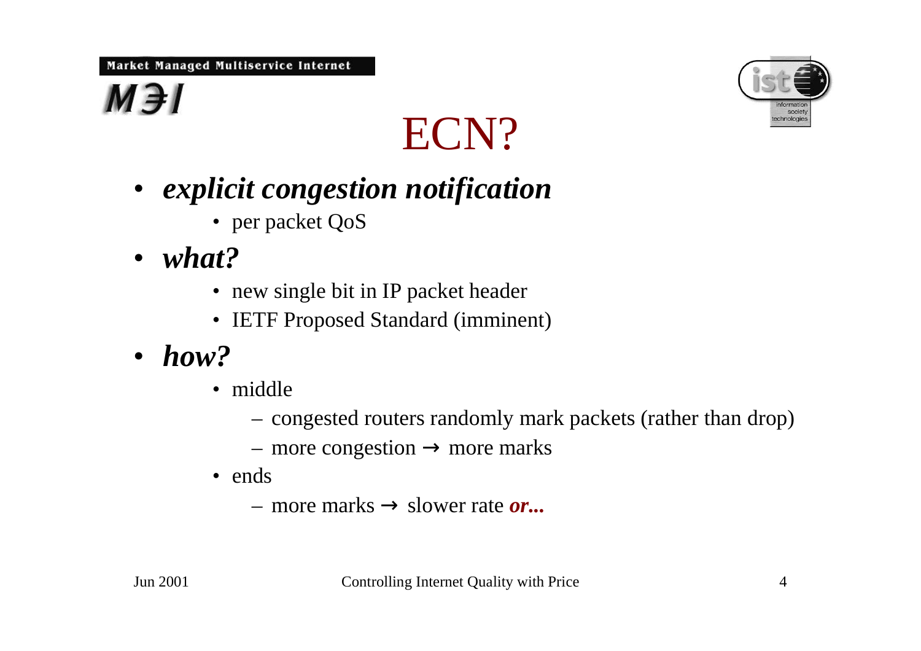# ECN?

- ***explicit congestion notification***
  - per packet QoS
- ***what?***
  - new single bit in IP packet header
  - IETF Proposed Standard (imminent)
- ***how?***
  - middle
    - congested routers randomly mark packets (rather than drop)
    - more congestion → more marks
  - ends
    - more marks → slower rate ***or...***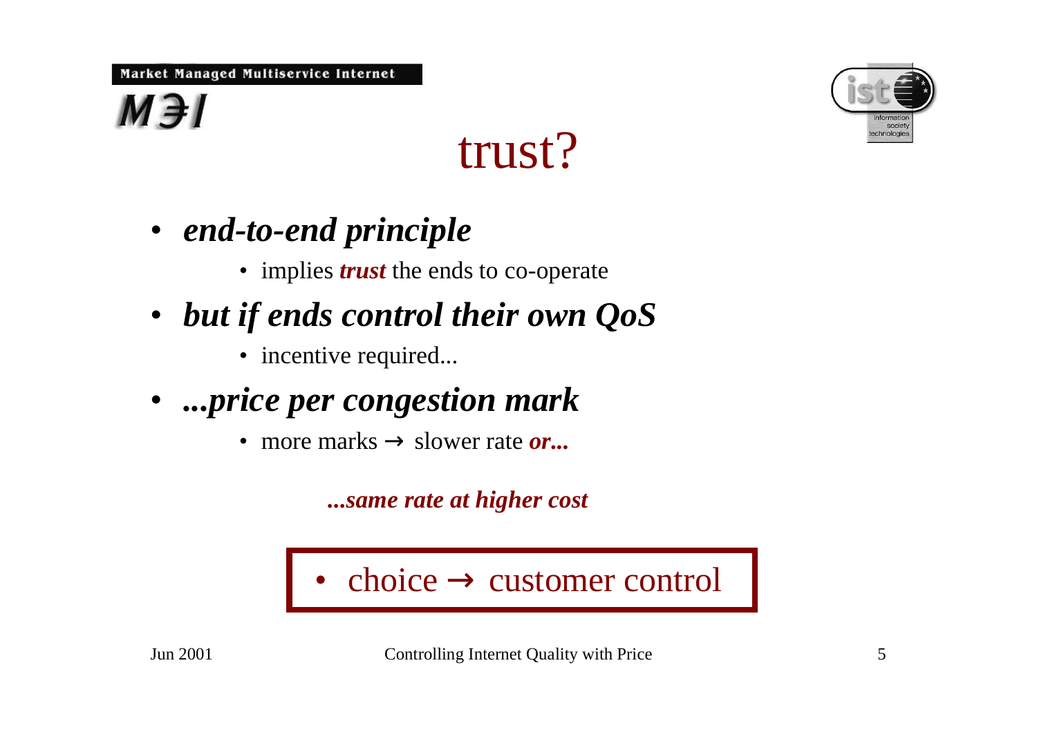# trust?

- ***end-to-end principle***
  - implies ***trust*** the ends to co-operate
- ***but if ends control their own QoS***
  - incentive required...
- ***...price per congestion mark***
  - more marks → slower rate ***or...***

    ***...same rate at higher cost***

- choice → customer control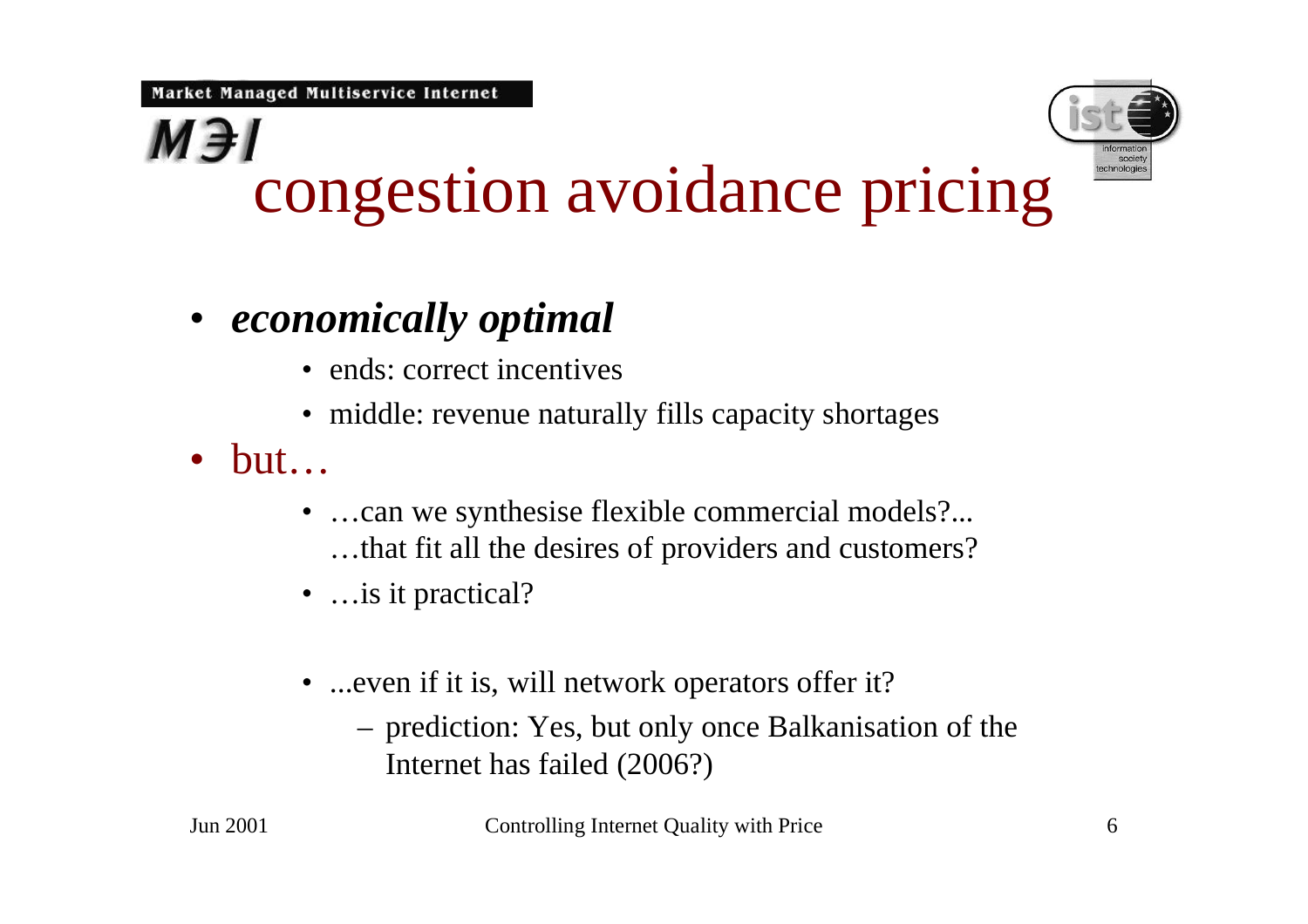# congestion avoidance pricing

- ***economically optimal***
  - ends: correct incentives
  - middle: revenue naturally fills capacity shortages
- but…
  - …can we synthesise flexible commercial models?... …that fit all the desires of providers and customers?
  - …is it practical?
  - ...even if it is, will network operators offer it?
    - prediction: Yes, but only once Balkanisation of the Internet has failed (2006?)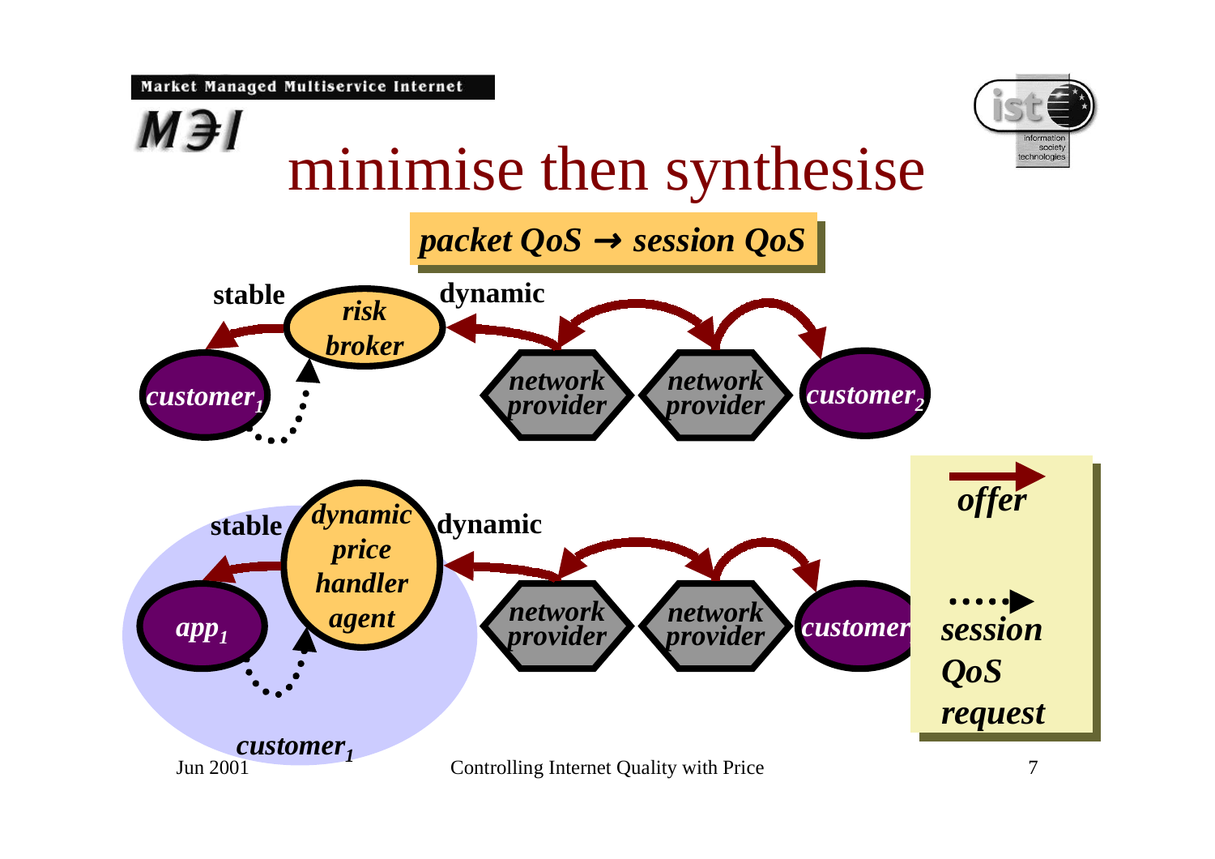# minimise then synthesise

***packet QoS → session QoS***

**stable** *risk broker* **dynamic**

*customer$_1$* *network provider* *network provider* *customer$_2$*

**stable** *dynamic price handler agent* **dynamic**

*app$_1$* *network provider* *network provider* *customer*

*customer$_1$*

*offer*

*session QoS request*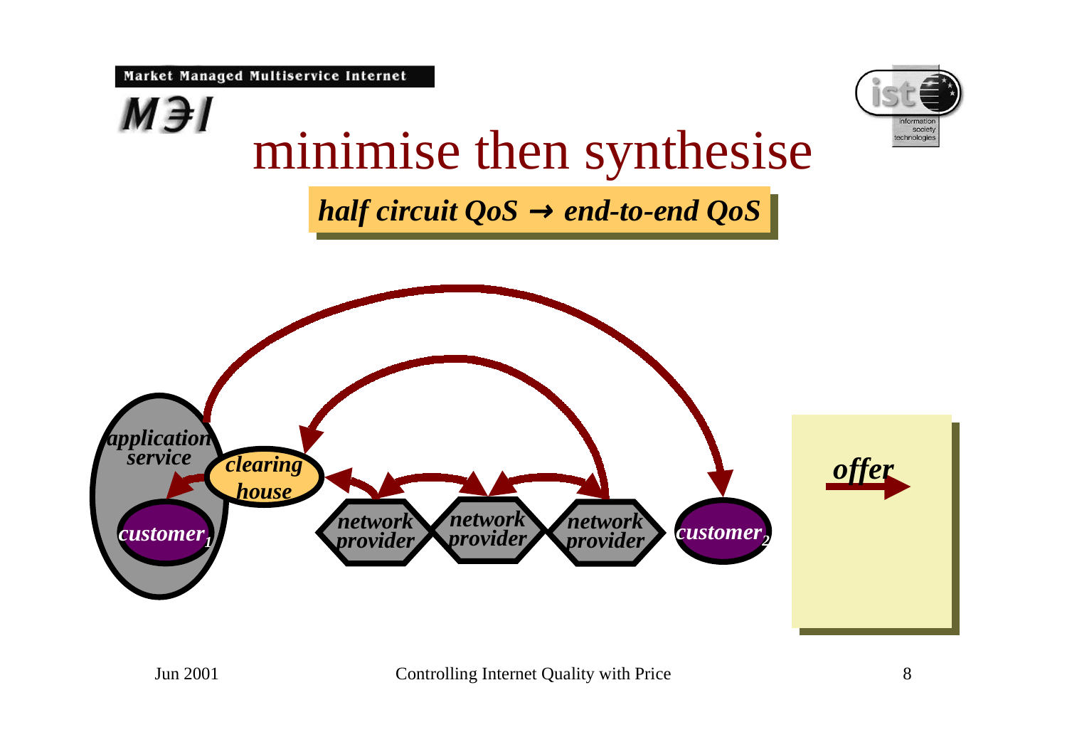# minimise then synthesise

***half circuit QoS → end-to-end QoS***

*application service*

*clearing house*

*customer$_1$*

*network provider*

*network provider*

*network provider*

*customer$_2$*

***offer***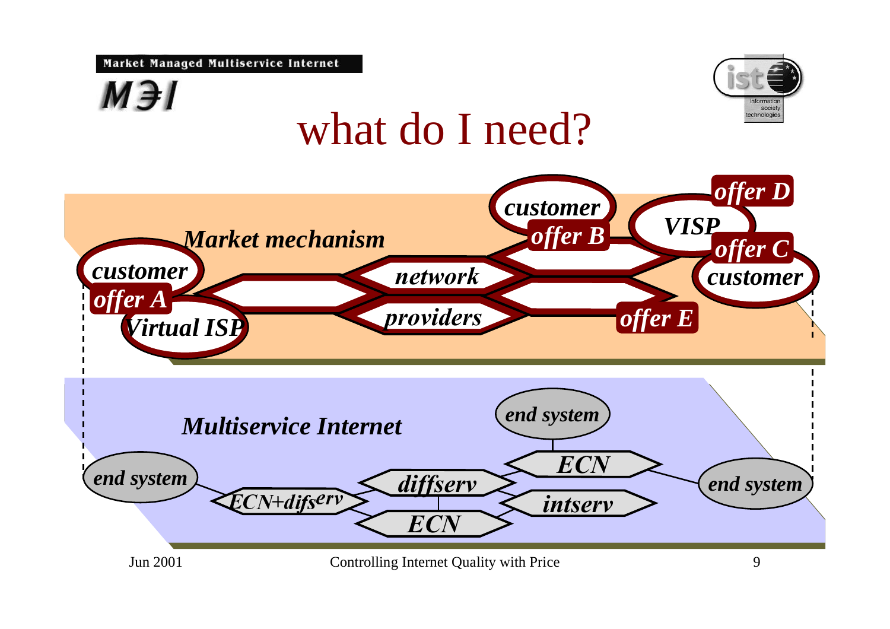# what do I need?

*Market mechanism*

*customer* · *offer A* · *Virtual ISP* · *network* · *providers* · *customer* · *offer B* · *VISP* · *offer D* · *offer C* · *customer* · *offer E*

*Multiservice Internet*

*end system* · *ECN+difserv* · *diffserv* · *ECN* · *intserv* · *ECN* · *end system* · *end system*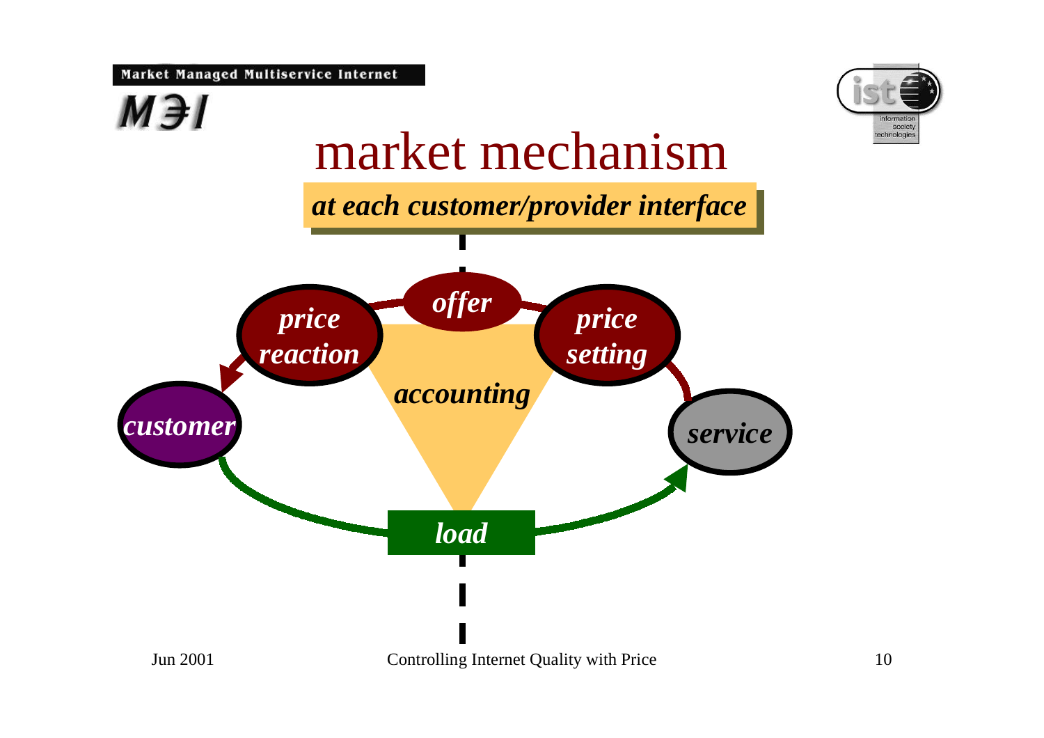# market mechanism

***at each customer/provider interface***

*offer*

*price reaction*

*price setting*

*accounting*

*customer*

*service*

*load*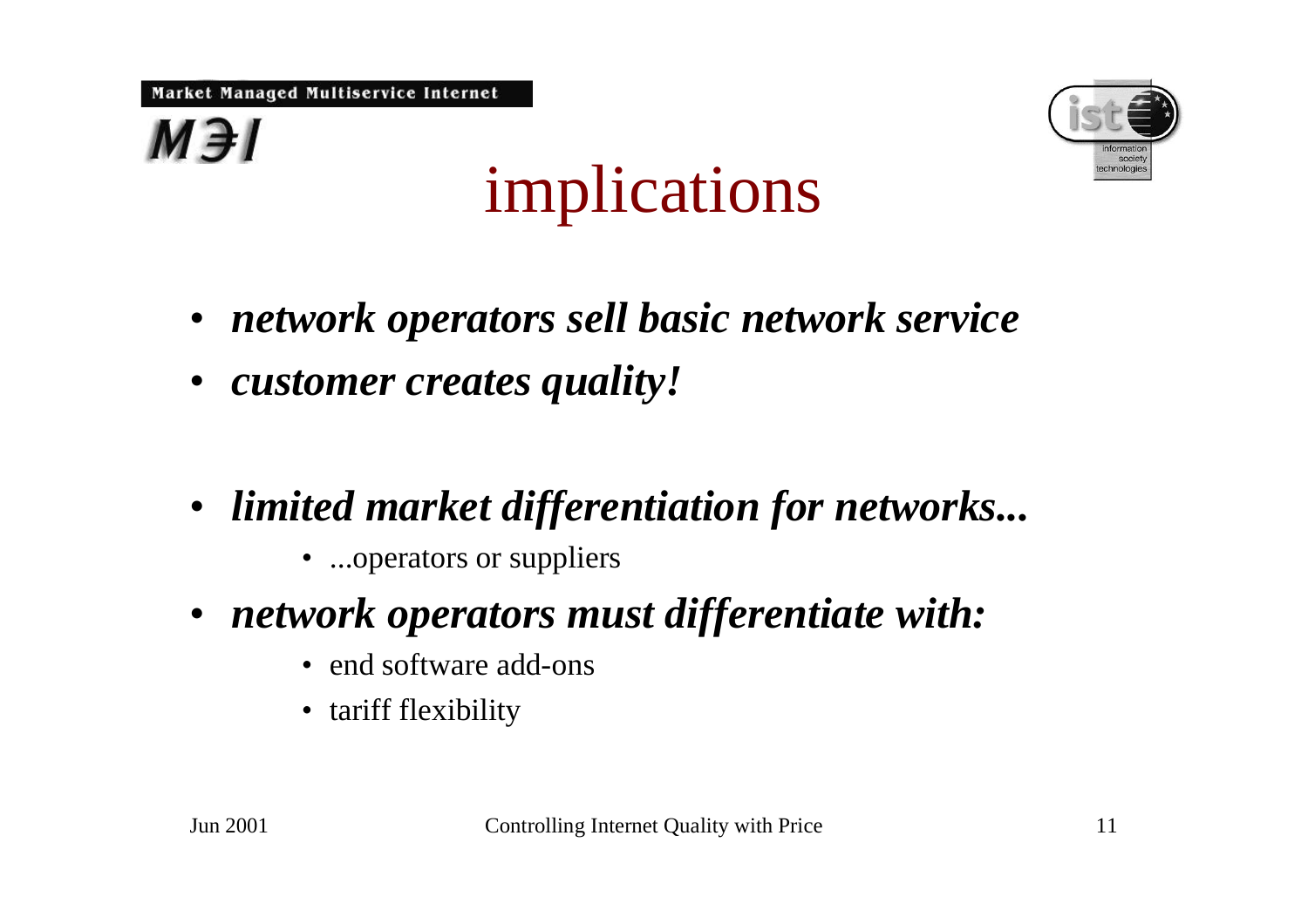# implications

- ***network operators sell basic network service***
- ***customer creates quality!***

- ***limited market differentiation for networks...***
  - ...operators or suppliers
- ***network operators must differentiate with:***
  - end software add-ons
  - tariff flexibility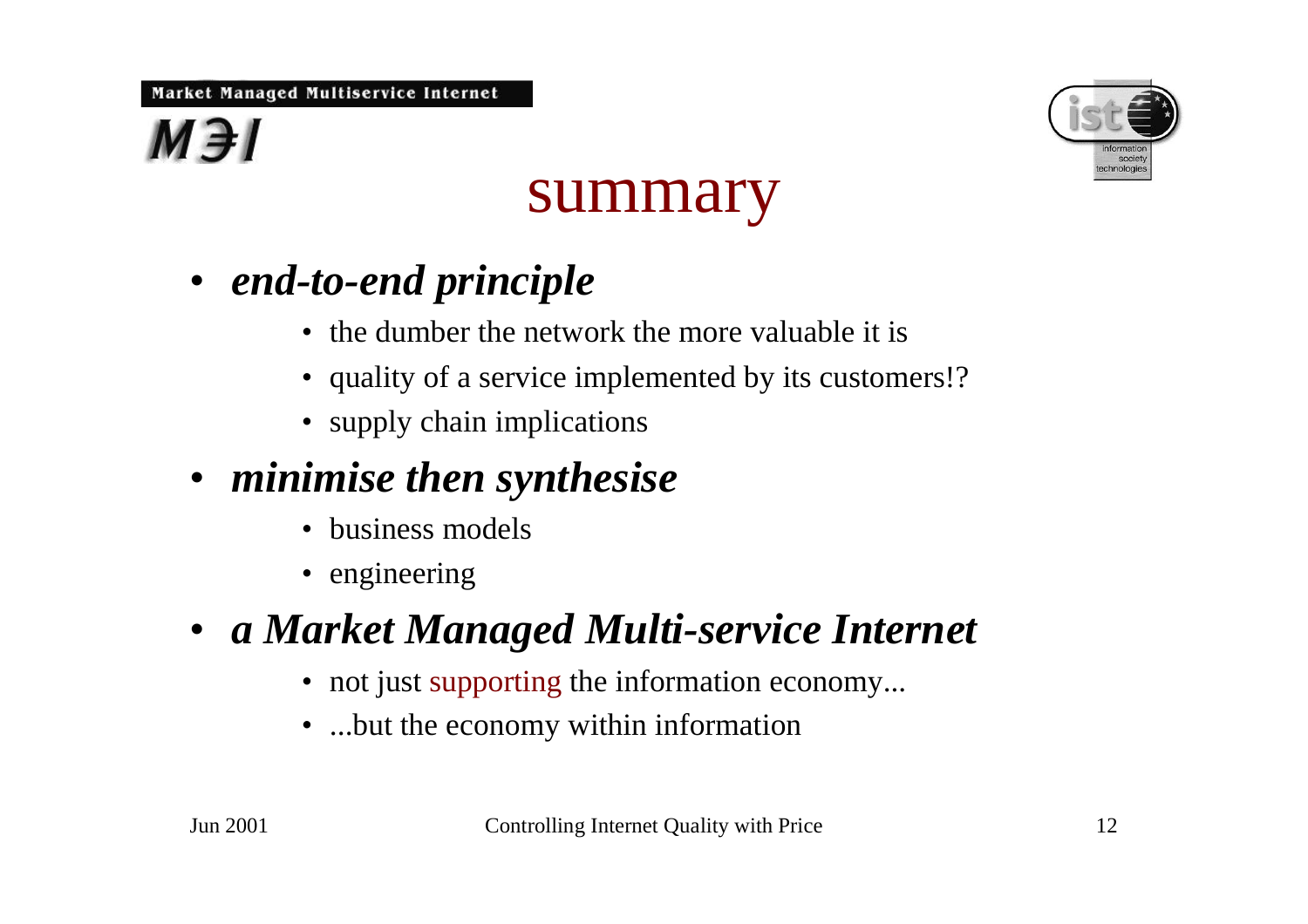# summary

- ***end-to-end principle***
  - the dumber the network the more valuable it is
  - quality of a service implemented by its customers!?
  - supply chain implications
- ***minimise then synthesise***
  - business models
  - engineering
- ***a Market Managed Multi-service Internet***
  - not just supporting the information economy...
  - ...but the economy within information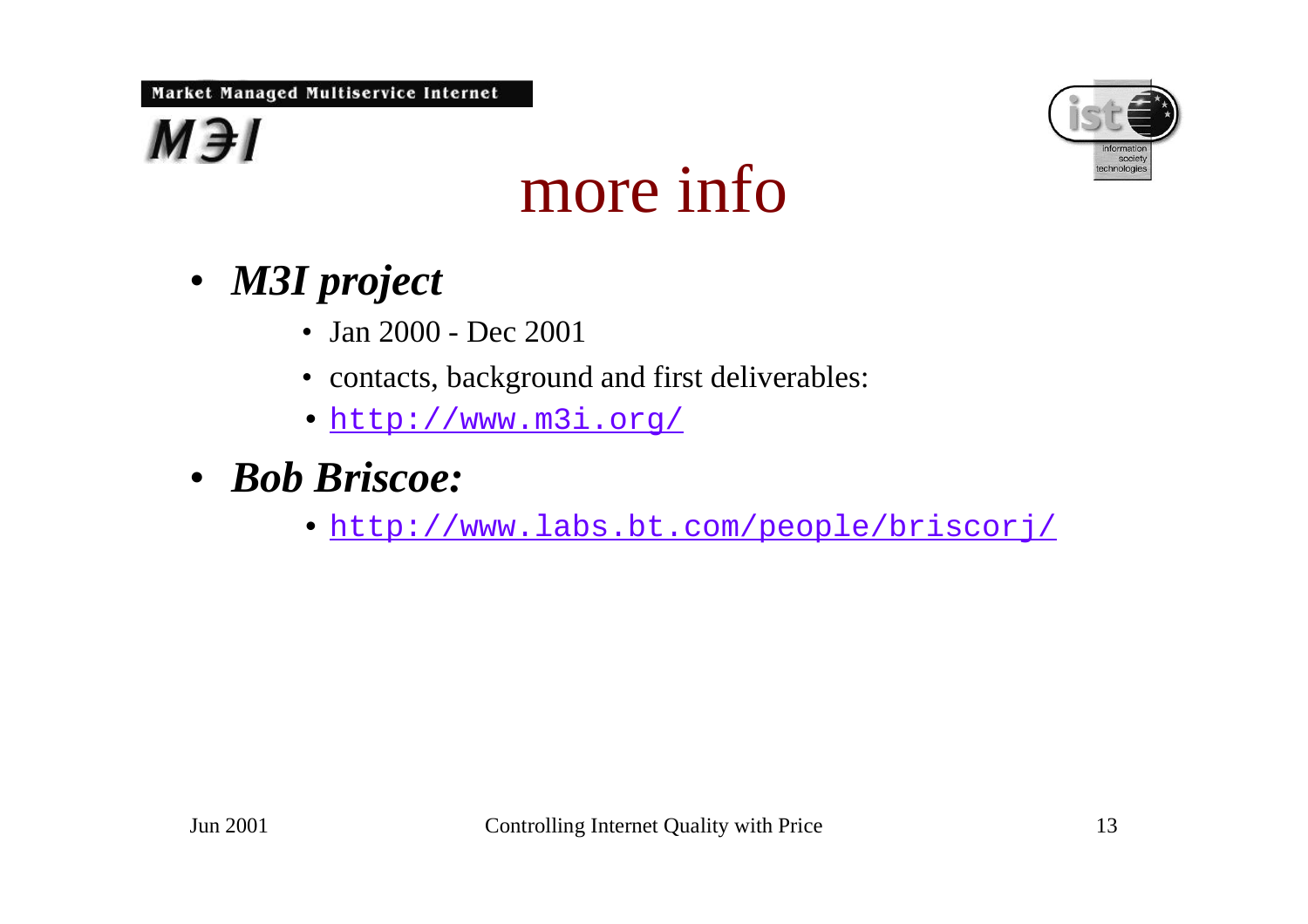# more info

- ***M3I project***
  - Jan 2000 - Dec 2001
  - contacts, background and first deliverables:
  - http://www.m3i.org/
- ***Bob Briscoe:***
  - http://www.labs.bt.com/people/briscorj/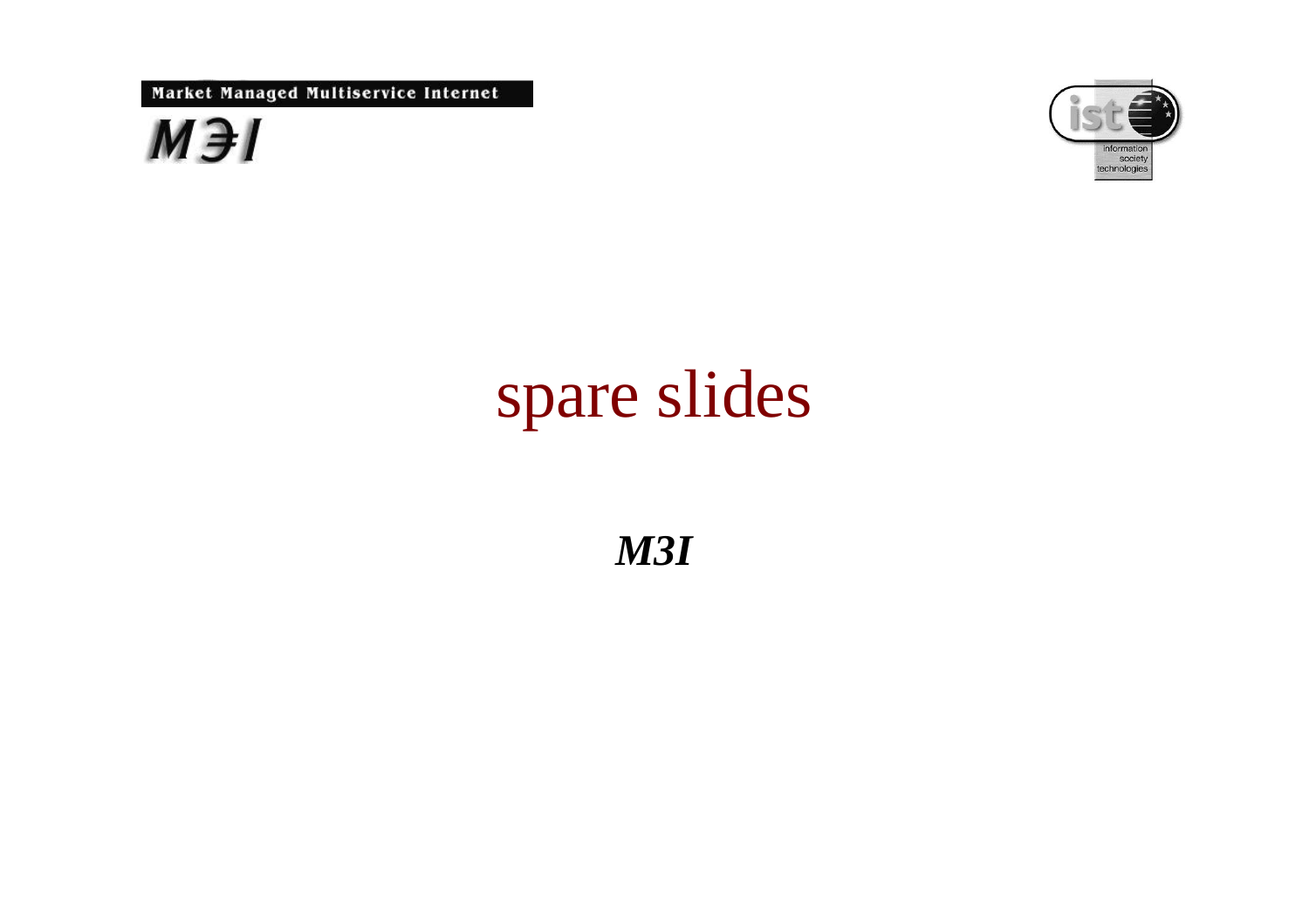# spare slides

***M3I***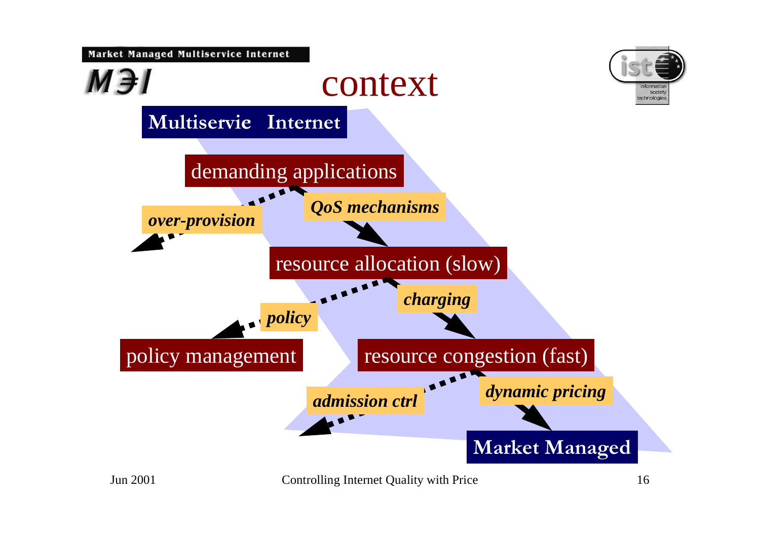# context

**Multiservie Internet**

demanding applications

*over-provision*

***QoS mechanisms***

resource allocation (slow)

***policy***

***charging***

policy management

resource congestion (fast)

***admission ctrl***

***dynamic pricing***

**Market Managed**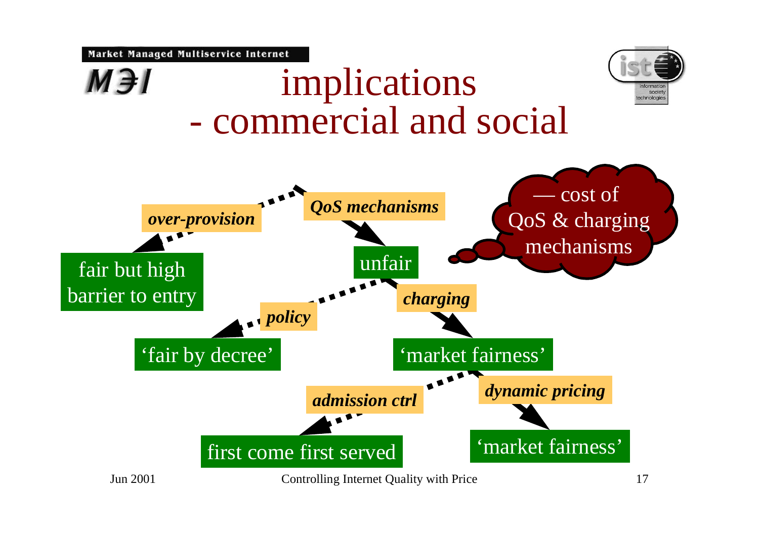# implications - commercial and social

*over-provision*

*QoS mechanisms*

— cost of QoS & charging mechanisms

fair but high barrier to entry

unfair

*policy*

*charging*

'fair by decree'

'market fairness'

*admission ctrl*

*dynamic pricing*

first come first served

'market fairness'